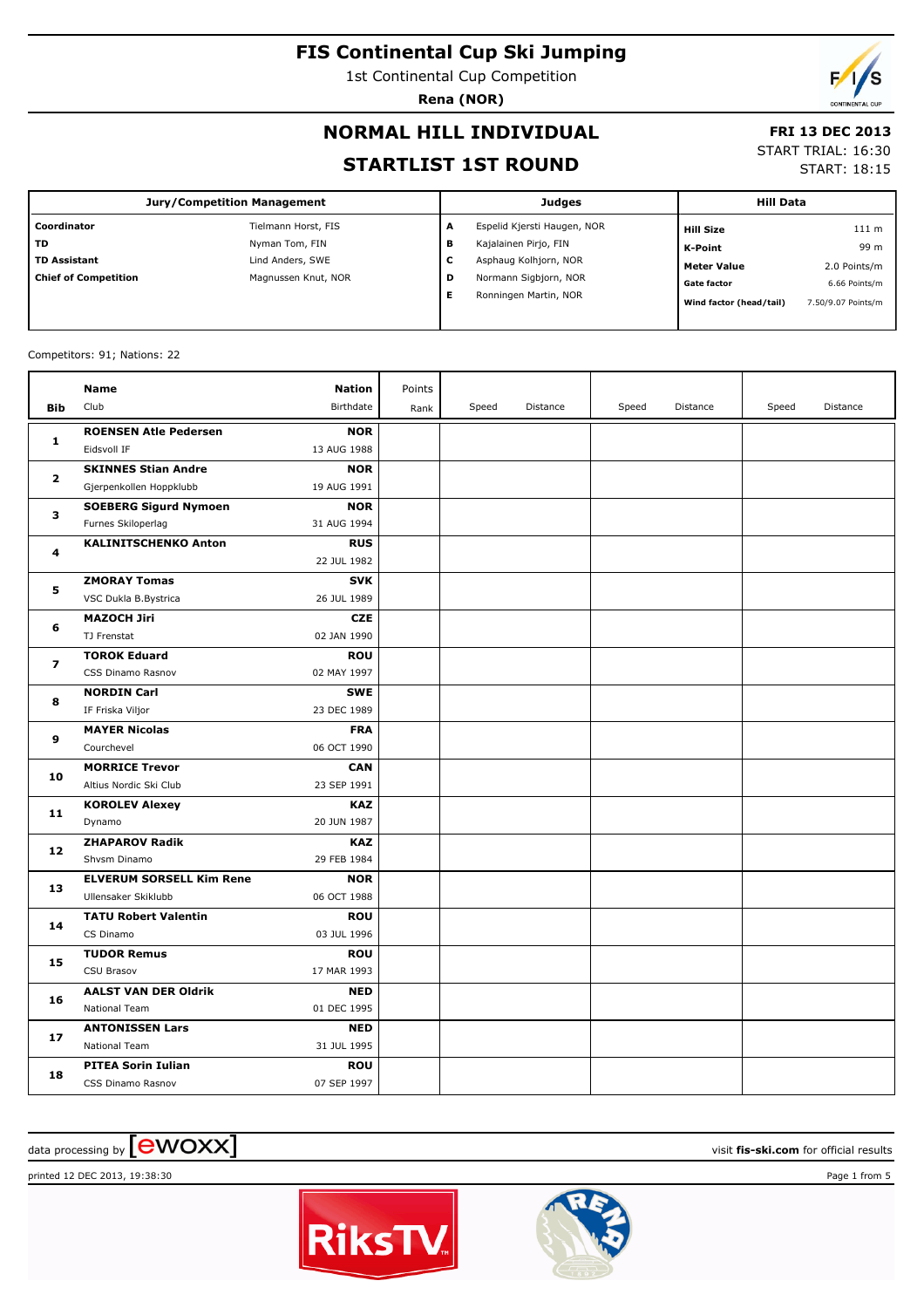# FIS Continental Cup Ski Jumping

1st Continental Cup Competition

**Rena (NOR)**

## NORMAL HILL INDIVIDUAL

## STARTLIST 1ST ROUND

**FRI 13 DEC 2013**

START TRIAL: 16:30

START: 18:15

| Jury/Competition Management | | Judges | | Hill Data | |
|---|---|---|---|---|---|
| **Coordinator** | Tielmann Horst, FIS | **A** | Espelid Kjersti Haugen, NOR | **Hill Size** | 111 m |
| **TD** | Nyman Tom, FIN | **B** | Kajalainen Pirjo, FIN | **K-Point** | 99 m |
| **TD Assistant** | Lind Anders, SWE | **C** | Asphaug Kolhjorn, NOR | **Meter Value** | 2.0 Points/m |
| **Chief of Competition** | Magnussen Knut, NOR | **D** | Normann Sigbjorn, NOR | **Gate factor** | 6.66 Points/m |
| | | **E** | Ronningen Martin, NOR | **Wind factor (head/tail)** | 7.50/9.07 Points/m |

Competitors: 91; Nations: 22

| Bib | Name / Club | Nation / Birthdate | Points / Rank | Speed | Distance | Speed | Distance | Speed | Distance |
|---|---|---|---|---|---|---|---|---|---|
| 1 | **ROENSEN Atle Pedersen**<br>Eidsvoll IF | **NOR**<br>13 AUG 1988 | | | | | | | |
| 2 | **SKINNES Stian Andre**<br>Gjerpenkollen Hoppklubb | **NOR**<br>19 AUG 1991 | | | | | | | |
| 3 | **SOEBERG Sigurd Nymoen**<br>Furnes Skiloperlag | **NOR**<br>31 AUG 1994 | | | | | | | |
| 4 | **KALINITSCHENKO Anton** | **RUS**<br>22 JUL 1982 | | | | | | | |
| 5 | **ZMORAY Tomas**<br>VSC Dukla B.Bystrica | **SVK**<br>26 JUL 1989 | | | | | | | |
| 6 | **MAZOCH Jiri**<br>TJ Frenstat | **CZE**<br>02 JAN 1990 | | | | | | | |
| 7 | **TOROK Eduard**<br>CSS Dinamo Rasnov | **ROU**<br>02 MAY 1997 | | | | | | | |
| 8 | **NORDIN Carl**<br>IF Friska Viljor | **SWE**<br>23 DEC 1989 | | | | | | | |
| 9 | **MAYER Nicolas**<br>Courchevel | **FRA**<br>06 OCT 1990 | | | | | | | |
| 10 | **MORRICE Trevor**<br>Altius Nordic Ski Club | **CAN**<br>23 SEP 1991 | | | | | | | |
| 11 | **KOROLEV Alexey**<br>Dynamo | **KAZ**<br>20 JUN 1987 | | | | | | | |
| 12 | **ZHAPAROV Radik**<br>Shvsm Dinamo | **KAZ**<br>29 FEB 1984 | | | | | | | |
| 13 | **ELVERUM SORSELL Kim Rene**<br>Ullensaker Skiklubb | **NOR**<br>06 OCT 1988 | | | | | | | |
| 14 | **TATU Robert Valentin**<br>CS Dinamo | **ROU**<br>03 JUL 1996 | | | | | | | |
| 15 | **TUDOR Remus**<br>CSU Brasov | **ROU**<br>17 MAR 1993 | | | | | | | |
| 16 | **AALST VAN DER Oldrik**<br>National Team | **NED**<br>01 DEC 1995 | | | | | | | |
| 17 | **ANTONISSEN Lars**<br>National Team | **NED**<br>31 JUL 1995 | | | | | | | |
| 18 | **PITEA Sorin Iulian**<br>CSS Dinamo Rasnov | **ROU**<br>07 SEP 1997 | | | | | | | |

data processing by [ewoxx]

visit **fis-ski.com** for official results

printed 12 DEC 2013, 19:38:30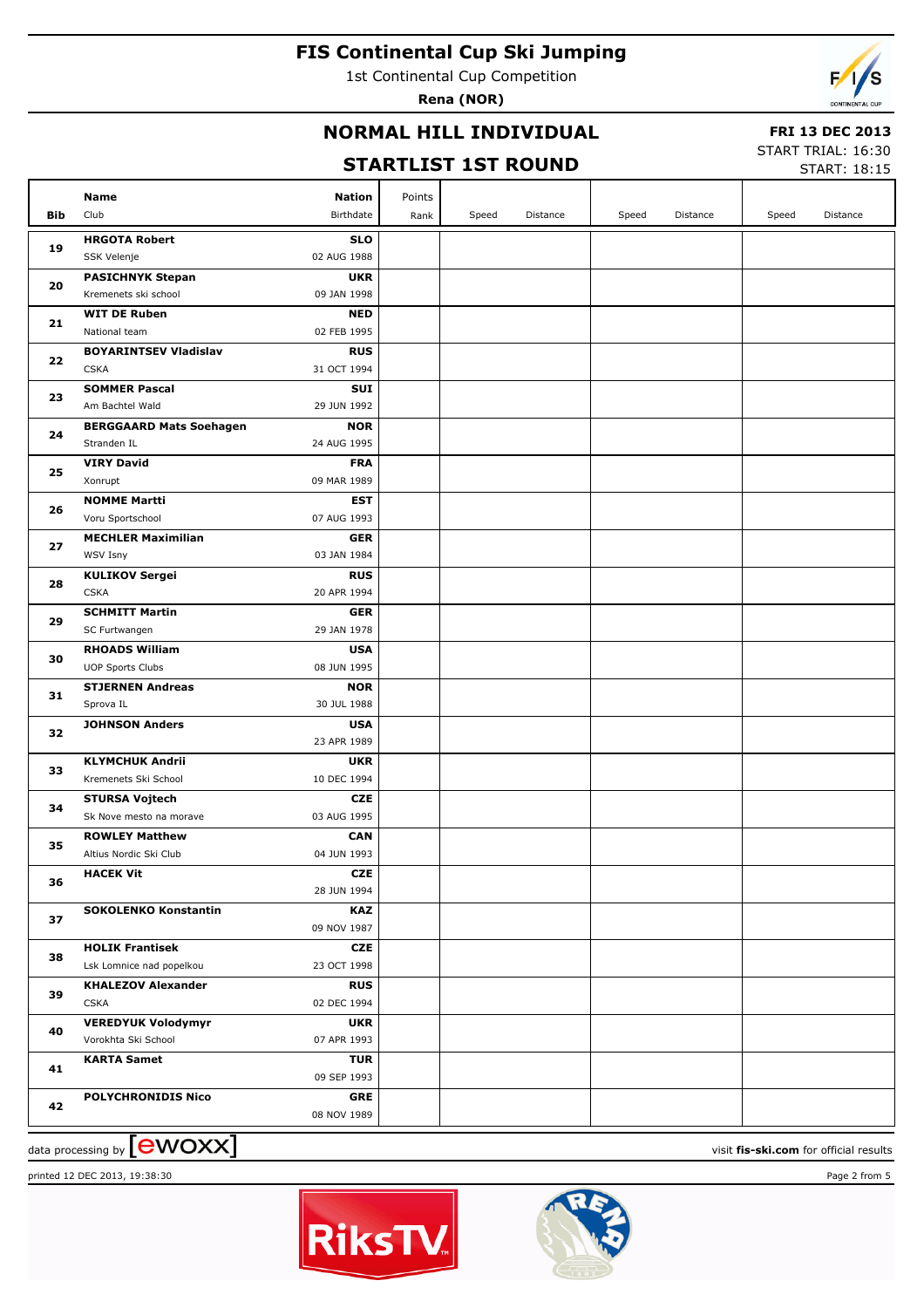# FIS Continental Cup Ski Jumping

1st Continental Cup Competition

**Rena (NOR)**

## NORMAL HILL INDIVIDUAL

## STARTLIST 1ST ROUND

**FRI 13 DEC 2013**

START TRIAL: 16:30

START: 18:15

| Bib | Name / Club | Nation / Birthdate | Points / Rank | Speed | Distance | Speed | Distance | Speed | Distance |
|---|---|---|---|---|---|---|---|---|---|
| 19 | **HRGOTA Robert** SSK Velenje | **SLO** 02 AUG 1988 | | | | | | | |
| 20 | **PASICHNYK Stepan** Kremenets ski school | **UKR** 09 JAN 1998 | | | | | | | |
| 21 | **WIT DE Ruben** National team | **NED** 02 FEB 1995 | | | | | | | |
| 22 | **BOYARINTSEV Vladislav** CSKA | **RUS** 31 OCT 1994 | | | | | | | |
| 23 | **SOMMER Pascal** Am Bachtel Wald | **SUI** 29 JUN 1992 | | | | | | | |
| 24 | **BERGGAARD Mats Soehagen** Stranden IL | **NOR** 24 AUG 1995 | | | | | | | |
| 25 | **VIRY David** Xonrupt | **FRA** 09 MAR 1989 | | | | | | | |
| 26 | **NOMME Martti** Voru Sportschool | **EST** 07 AUG 1993 | | | | | | | |
| 27 | **MECHLER Maximilian** WSV Isny | **GER** 03 JAN 1984 | | | | | | | |
| 28 | **KULIKOV Sergei** CSKA | **RUS** 20 APR 1994 | | | | | | | |
| 29 | **SCHMITT Martin** SC Furtwangen | **GER** 29 JAN 1978 | | | | | | | |
| 30 | **RHOADS William** UOP Sports Clubs | **USA** 08 JUN 1995 | | | | | | | |
| 31 | **STJERNEN Andreas** Sprova IL | **NOR** 30 JUL 1988 | | | | | | | |
| 32 | **JOHNSON Anders** | **USA** 23 APR 1989 | | | | | | | |
| 33 | **KLYMCHUK Andrii** Kremenets Ski School | **UKR** 10 DEC 1994 | | | | | | | |
| 34 | **STURSA Vojtech** Sk Nove mesto na morave | **CZE** 03 AUG 1995 | | | | | | | |
| 35 | **ROWLEY Matthew** Altius Nordic Ski Club | **CAN** 04 JUN 1993 | | | | | | | |
| 36 | **HACEK Vit** | **CZE** 28 JUN 1994 | | | | | | | |
| 37 | **SOKOLENKO Konstantin** | **KAZ** 09 NOV 1987 | | | | | | | |
| 38 | **HOLIK Frantisek** Lsk Lomnice nad popelkou | **CZE** 23 OCT 1998 | | | | | | | |
| 39 | **KHALEZOV Alexander** CSKA | **RUS** 02 DEC 1994 | | | | | | | |
| 40 | **VEREDYUK Volodymyr** Vorokhta Ski School | **UKR** 07 APR 1993 | | | | | | | |
| 41 | **KARTA Samet** | **TUR** 09 SEP 1993 | | | | | | | |
| 42 | **POLYCHRONIDIS Nico** | **GRE** 08 NOV 1989 | | | | | | | |

data processing by ewoxx

visit **fis-ski.com** for official results

printed 12 DEC 2013, 19:38:30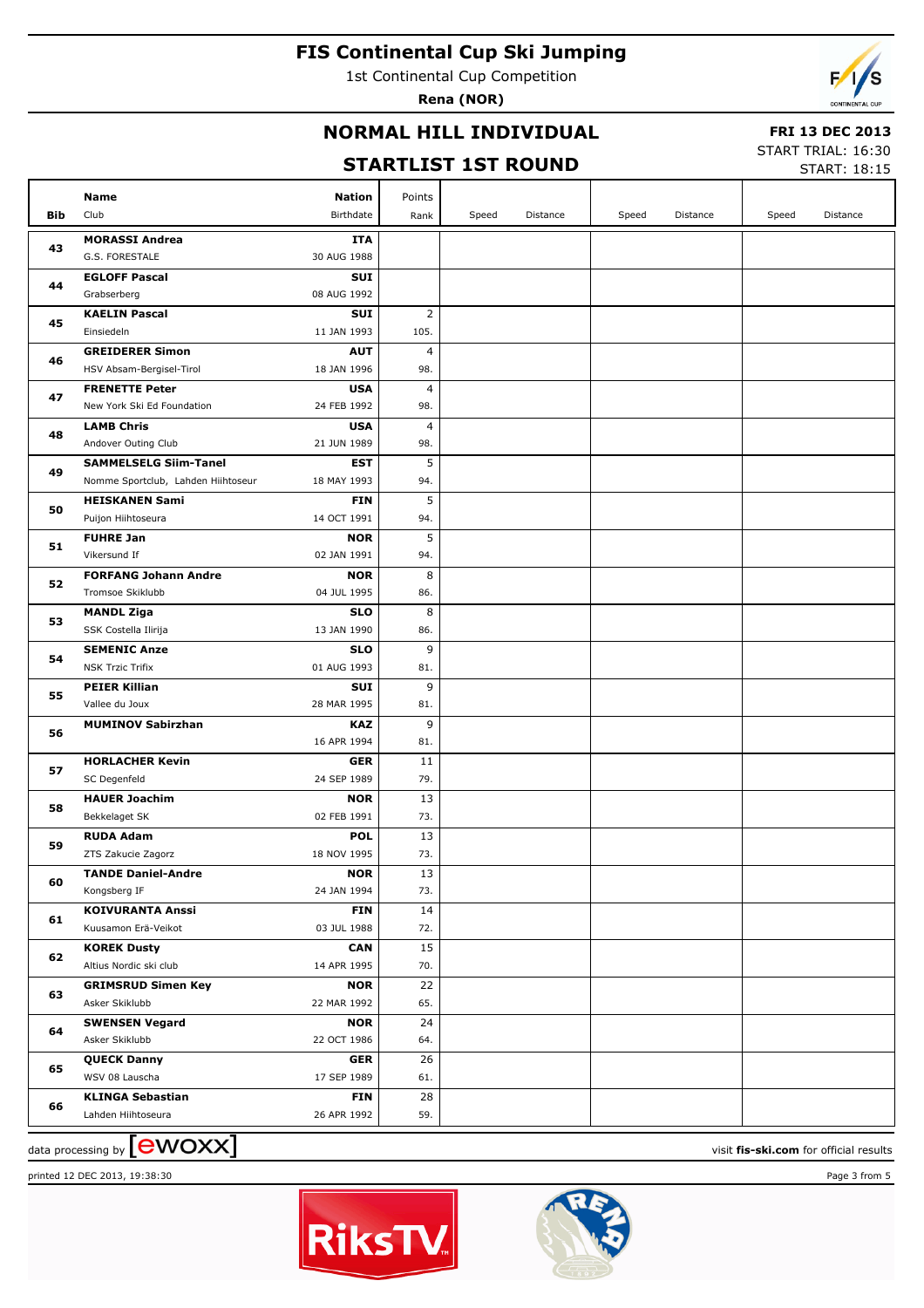# FIS Continental Cup Ski Jumping

1st Continental Cup Competition

**Rena (NOR)**

## NORMAL HILL INDIVIDUAL

## STARTLIST 1ST ROUND

**FRI 13 DEC 2013**

START TRIAL: 16:30

START: 18:15

| Bib | Name / Club | Nation / Birthdate | Points / Rank | Speed | Distance | Speed | Distance | Speed | Distance |
|---|---|---|---|---|---|---|---|---|---|
| 43 | **MORASSI Andrea**<br>G.S. FORESTALE | **ITA**<br>30 AUG 1988 | | | | | | | |
| 44 | **EGLOFF Pascal**<br>Grabserberg | **SUI**<br>08 AUG 1992 | | | | | | | |
| 45 | **KAELIN Pascal**<br>Einsiedeln | **SUI**<br>11 JAN 1993 | 2<br>105. | | | | | | |
| 46 | **GREIDERER Simon**<br>HSV Absam-Bergisel-Tirol | **AUT**<br>18 JAN 1996 | 4<br>98. | | | | | | |
| 47 | **FRENETTE Peter**<br>New York Ski Ed Foundation | **USA**<br>24 FEB 1992 | 4<br>98. | | | | | | |
| 48 | **LAMB Chris**<br>Andover Outing Club | **USA**<br>21 JUN 1989 | 4<br>98. | | | | | | |
| 49 | **SAMMELSELG Siim-Tanel**<br>Nomme Sportclub, Lahden Hiihtoseur | **EST**<br>18 MAY 1993 | 5<br>94. | | | | | | |
| 50 | **HEISKANEN Sami**<br>Puijon Hiihtoseura | **FIN**<br>14 OCT 1991 | 5<br>94. | | | | | | |
| 51 | **FUHRE Jan**<br>Vikersund If | **NOR**<br>02 JAN 1991 | 5<br>94. | | | | | | |
| 52 | **FORFANG Johann Andre**<br>Tromsoe Skiklubb | **NOR**<br>04 JUL 1995 | 8<br>86. | | | | | | |
| 53 | **MANDL Ziga**<br>SSK Costella Ilirija | **SLO**<br>13 JAN 1990 | 8<br>86. | | | | | | |
| 54 | **SEMENIC Anze**<br>NSK Trzic Trifix | **SLO**<br>01 AUG 1993 | 9<br>81. | | | | | | |
| 55 | **PEIER Killian**<br>Vallee du Joux | **SUI**<br>28 MAR 1995 | 9<br>81. | | | | | | |
| 56 | **MUMINOV Sabirzhan** | **KAZ**<br>16 APR 1994 | 9<br>81. | | | | | | |
| 57 | **HORLACHER Kevin**<br>SC Degenfeld | **GER**<br>24 SEP 1989 | 11<br>79. | | | | | | |
| 58 | **HAUER Joachim**<br>Bekkelaget SK | **NOR**<br>02 FEB 1991 | 13<br>73. | | | | | | |
| 59 | **RUDA Adam**<br>ZTS Zakucie Zagorz | **POL**<br>18 NOV 1995 | 13<br>73. | | | | | | |
| 60 | **TANDE Daniel-Andre**<br>Kongsberg IF | **NOR**<br>24 JAN 1994 | 13<br>73. | | | | | | |
| 61 | **KOIVURANTA Anssi**<br>Kuusamon Erä-Veikot | **FIN**<br>03 JUL 1988 | 14<br>72. | | | | | | |
| 62 | **KOREK Dusty**<br>Altius Nordic ski club | **CAN**<br>14 APR 1995 | 15<br>70. | | | | | | |
| 63 | **GRIMSRUD Simen Key**<br>Asker Skiklubb | **NOR**<br>22 MAR 1992 | 22<br>65. | | | | | | |
| 64 | **SWENSEN Vegard**<br>Asker Skiklubb | **NOR**<br>22 OCT 1986 | 24<br>64. | | | | | | |
| 65 | **QUECK Danny**<br>WSV 08 Lauscha | **GER**<br>17 SEP 1989 | 26<br>61. | | | | | | |
| 66 | **KLINGA Sebastian**<br>Lahden Hiihtoseura | **FIN**<br>26 APR 1992 | 28<br>59. | | | | | | |

data processing by ewoxx — visit **fis-ski.com** for official results

printed 12 DEC 2013, 19:38:30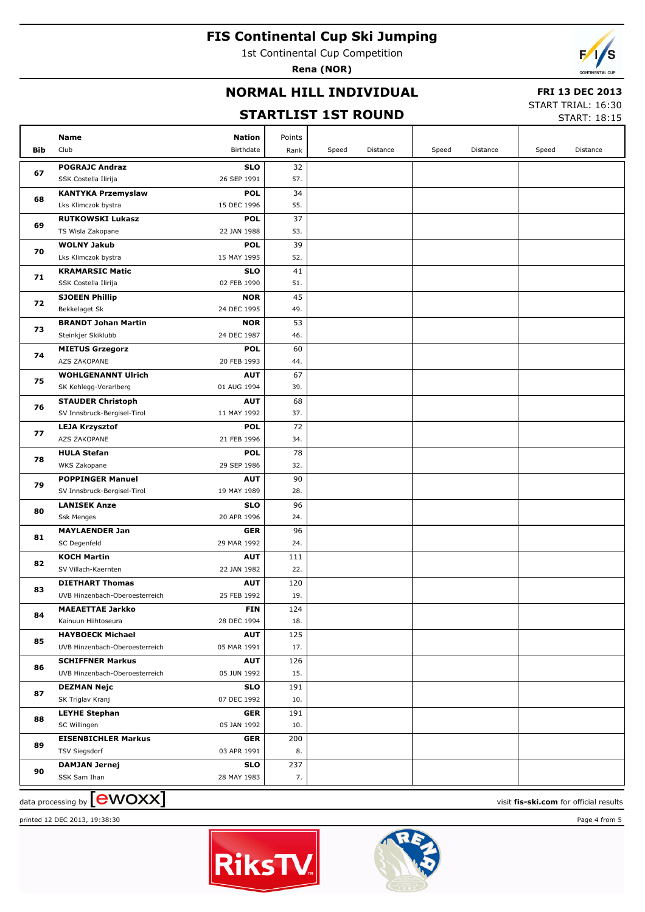# FIS Continental Cup Ski Jumping

1st Continental Cup Competition

**Rena (NOR)**

## NORMAL HILL INDIVIDUAL

## STARTLIST 1ST ROUND

**FRI 13 DEC 2013**
START TRIAL: 16:30
START: 18:15

| Bib | Name / Club | Nation / Birthdate | Points / Rank | Speed | Distance | Speed | Distance | Speed | Distance |
|---|---|---|---|---|---|---|---|---|---|
| 67 | **POGRAJC Andraz**<br>SSK Costella Ilirija | **SLO**<br>26 SEP 1991 | 32<br>57. | | | | | | |
| 68 | **KANTYKA Przemyslaw**<br>Lks Klimczok bystra | **POL**<br>15 DEC 1996 | 34<br>55. | | | | | | |
| 69 | **RUTKOWSKI Lukasz**<br>TS Wisla Zakopane | **POL**<br>22 JAN 1988 | 37<br>53. | | | | | | |
| 70 | **WOLNY Jakub**<br>Lks Klimczok bystra | **POL**<br>15 MAY 1995 | 39<br>52. | | | | | | |
| 71 | **KRAMARSIC Matic**<br>SSK Costella Ilirija | **SLO**<br>02 FEB 1990 | 41<br>51. | | | | | | |
| 72 | **SJOEEN Phillip**<br>Bekkelaget Sk | **NOR**<br>24 DEC 1995 | 45<br>49. | | | | | | |
| 73 | **BRANDT Johan Martin**<br>Steinkjer Skiklubb | **NOR**<br>24 DEC 1987 | 53<br>46. | | | | | | |
| 74 | **MIETUS Grzegorz**<br>AZS ZAKOPANE | **POL**<br>20 FEB 1993 | 60<br>44. | | | | | | |
| 75 | **WOHLGENANNT Ulrich**<br>SK Kehlegg-Vorarlberg | **AUT**<br>01 AUG 1994 | 67<br>39. | | | | | | |
| 76 | **STAUDER Christoph**<br>SV Innsbruck-Bergisel-Tirol | **AUT**<br>11 MAY 1992 | 68<br>37. | | | | | | |
| 77 | **LEJA Krzysztof**<br>AZS ZAKOPANE | **POL**<br>21 FEB 1996 | 72<br>34. | | | | | | |
| 78 | **HULA Stefan**<br>WKS Zakopane | **POL**<br>29 SEP 1986 | 78<br>32. | | | | | | |
| 79 | **POPPINGER Manuel**<br>SV Innsbruck-Bergisel-Tirol | **AUT**<br>19 MAY 1989 | 90<br>28. | | | | | | |
| 80 | **LANISEK Anze**<br>Ssk Menges | **SLO**<br>20 APR 1996 | 96<br>24. | | | | | | |
| 81 | **MAYLAENDER Jan**<br>SC Degenfeld | **GER**<br>29 MAR 1992 | 96<br>24. | | | | | | |
| 82 | **KOCH Martin**<br>SV Villach-Kaernten | **AUT**<br>22 JAN 1982 | 111<br>22. | | | | | | |
| 83 | **DIETHART Thomas**<br>UVB Hinzenbach-Oberoesterreich | **AUT**<br>25 FEB 1992 | 120<br>19. | | | | | | |
| 84 | **MAEAETTAE Jarkko**<br>Kainuun Hiihtoseura | **FIN**<br>28 DEC 1994 | 124<br>18. | | | | | | |
| 85 | **HAYBOECK Michael**<br>UVB Hinzenbach-Oberoesterreich | **AUT**<br>05 MAR 1991 | 125<br>17. | | | | | | |
| 86 | **SCHIFFNER Markus**<br>UVB Hinzenbach-Oberoesterreich | **AUT**<br>05 JUN 1992 | 126<br>15. | | | | | | |
| 87 | **DEZMAN Nejc**<br>SK Triglav Kranj | **SLO**<br>07 DEC 1992 | 191<br>10. | | | | | | |
| 88 | **LEYHE Stephan**<br>SC Willingen | **GER**<br>05 JAN 1992 | 191<br>10. | | | | | | |
| 89 | **EISENBICHLER Markus**<br>TSV Siegsdorf | **GER**<br>03 APR 1991 | 200<br>8. | | | | | | |
| 90 | **DAMJAN Jernej**<br>SSK Sam Ihan | **SLO**<br>28 MAY 1983 | 237<br>7. | | | | | | |

data processing by ewoxx — visit **fis-ski.com** for official results

printed 12 DEC 2013, 19:38:30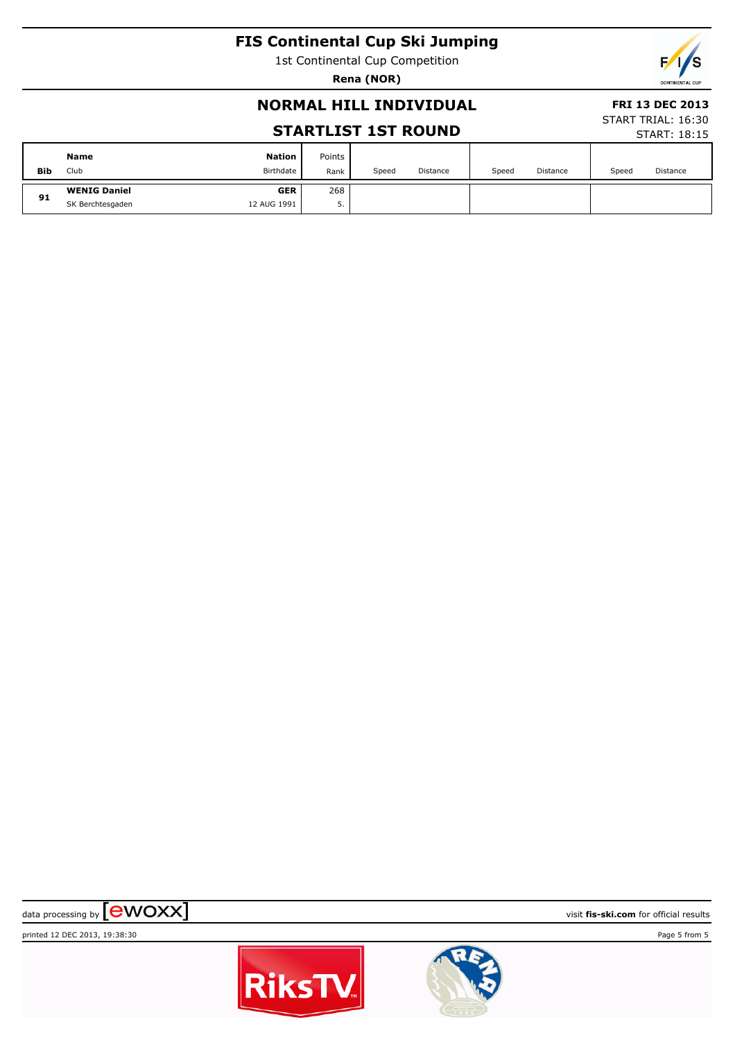# FIS Continental Cup Ski Jumping

1st Continental Cup Competition

**Rena (NOR)**

## NORMAL HILL INDIVIDUAL

## STARTLIST 1ST ROUND

**FRI 13 DEC 2013**
START TRIAL: 16:30
START: 18:15

| Bib | Name / Club | Nation / Birthdate | Points / Rank | Speed | Distance | Speed | Distance | Speed | Distance |
|---|---|---|---|---|---|---|---|---|---|
| 91 | **WENIG Daniel** SK Berchtesgaden | **GER** 12 AUG 1991 | 268 5. | | | | | | |

data processing by [ewoxx]

visit **fis-ski.com** for official results

printed 12 DEC 2013, 19:38:30